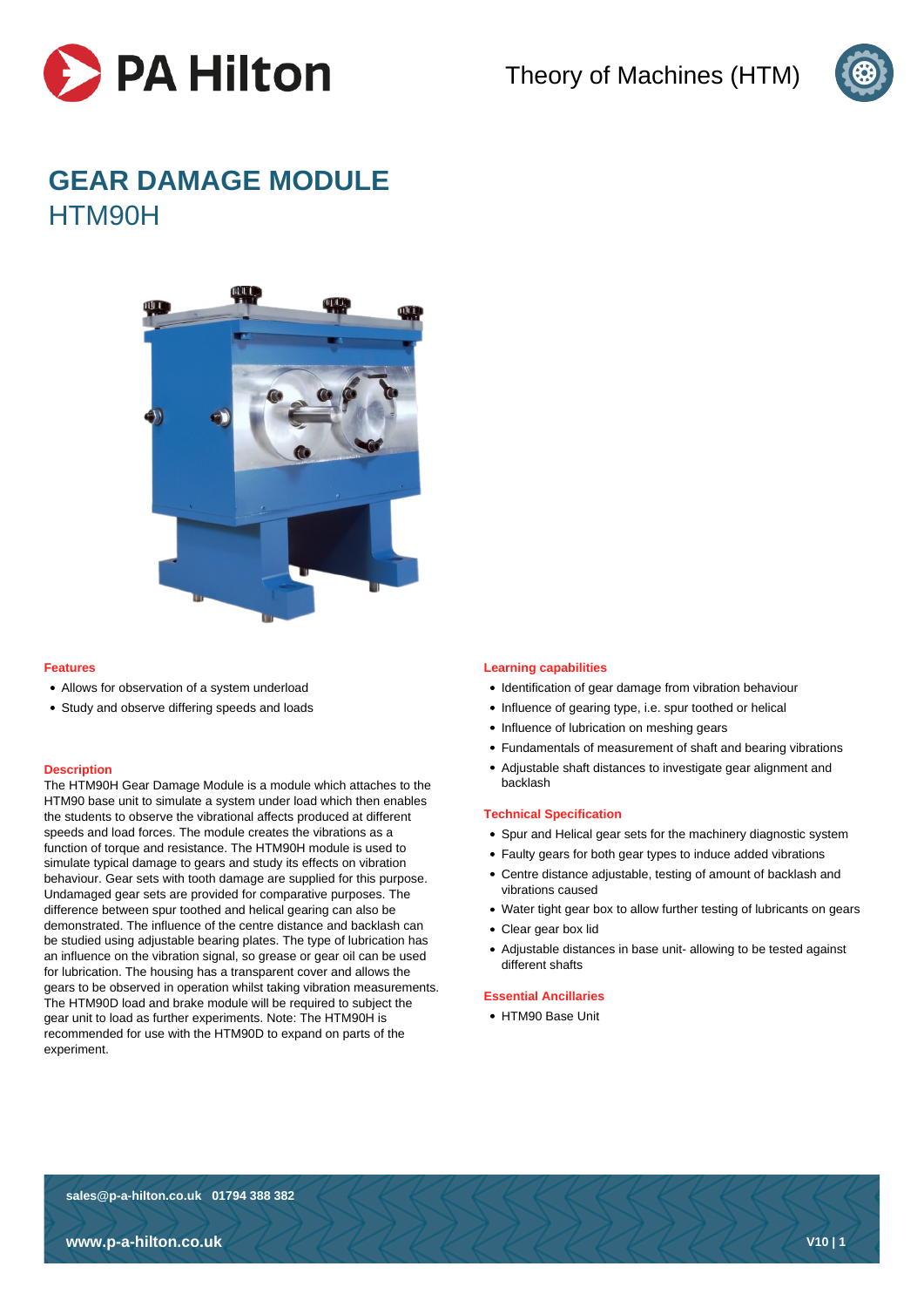# GEAR DAMAGE MODULE

## HTM90H

### Features

- Allows for observation of a system underload
- Study and observe differing speeds and loads

### Description

The HTM90H Gear Damage Module is a module which attaches to the HTM90 base unit to simulate a system under load which then enables the students to observe the vibrational affects produced at different speeds and load forces. The module creates the vibrations as a function of torque and resistance. The HTM90H module is used to simulate typical damage to gears and study its effects on vibration behaviour. Gear sets with tooth damage are supplied for this purpose. Undamaged gear sets are provided for comparative purposes. The difference between spur toothed and helical gearing can also be demonstrated. The influence of the centre distance and backlash can be studied using adjustable bearing plates. The type of lubrication has an influence on the vibration signal, so grease or gear oil can be used for lubrication. The housing has a transparent cover and allows the gears to be observed in operation whilst taking vibration measurements. The HTM90D load and brake module will be required to subject the gear unit to load as further experiments. Note: The HTM90H is recommended for use with the HTM90D to expand on parts of the experiment.

### Learning capabilities

- Identification of gear damage from vibration behaviour
- Influence of gearing type, i.e. spur toothed or helical
- Influence of lubrication on meshing gears
- Fundamentals of measurement of shaft and bearing vibrations
- Adjustable shaft distances to investigate gear alignment and backlash

### Technical Specification

- Spur and Helical gear sets for the machinery diagnostic system
- Faulty gears for both gear types to induce added vibrations
- Centre distance adjustable, testing of amount of backlash and vibrations caused
- Water tight gear box to allow further testing of lubricants on gears
- Clear gear box lid
- Adjustable distances in base unit- allowing to be tested against different shafts

### Essential Ancillaries

- HTM90 Base Unit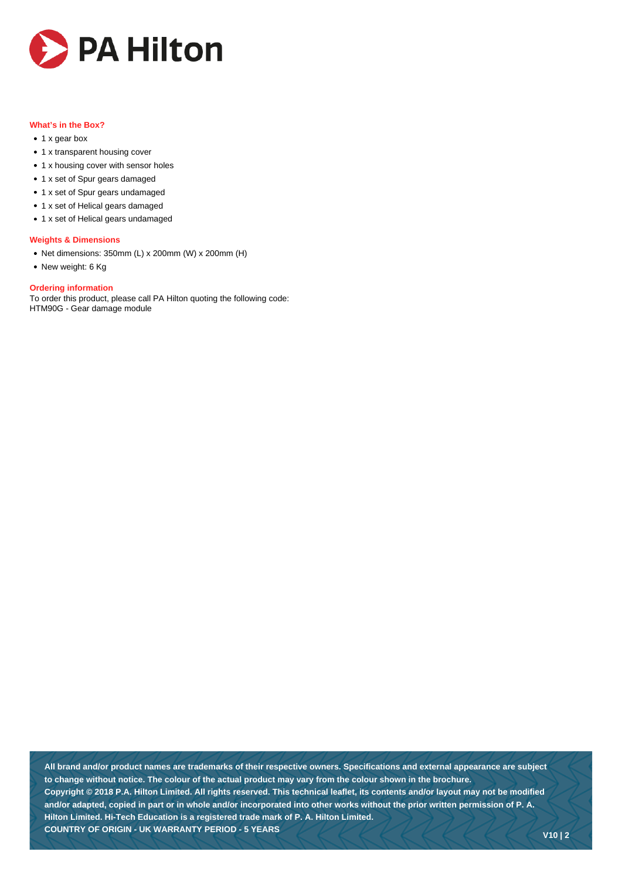### What's in the Box?

- 1 x gear box
- 1 x transparent housing cover
- 1 x housing cover with sensor holes
- 1 x set of Spur gears damaged
- 1 x set of Spur gears undamaged
- 1 x set of Helical gears damaged
- 1 x set of Helical gears undamaged

### Weights & Dimensions

- Net dimensions: 350mm (L) x 200mm (W) x 200mm (H)
- New weight: 6 Kg

### Ordering information

To order this product, please call PA Hilton quoting the following code:
HTM90G - Gear damage module

**All brand and/or product names are trademarks of their respective owners. Specifications and external appearance are subject to change without notice. The colour of the actual product may vary from the colour shown in the brochure.**
**Copyright © 2018 P.A. Hilton Limited. All rights reserved. This technical leaflet, its contents and/or layout may not be modified and/or adapted, copied in part or in whole and/or incorporated into other works without the prior written permission of P. A. Hilton Limited. Hi-Tech Education is a registered trade mark of P. A. Hilton Limited.**
**COUNTRY OF ORIGIN - UK WARRANTY PERIOD - 5 YEARS**